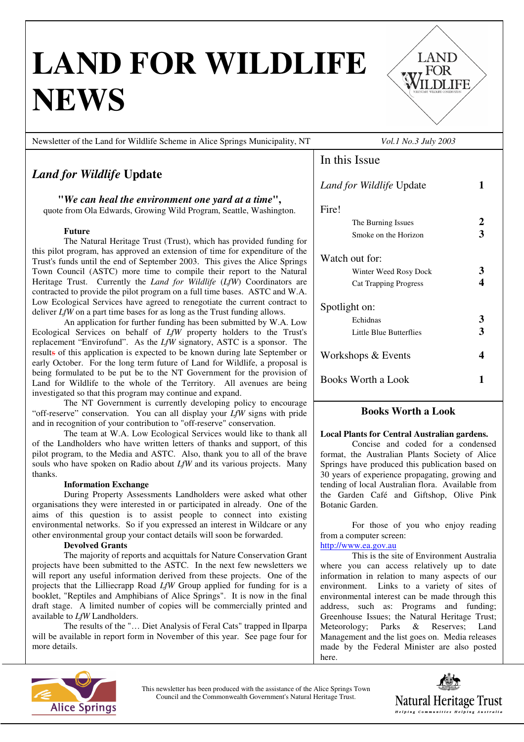# LAND FOR WILDLIFE NEWS

Newsletter of the Land for Wildlife Scheme in Alice Springs Municipality, NT *Vol.1 No.3 July 2003*

## *Land for Wildlife* Update

***"We can heal the environment one yard at a time"***, quote from Ola Edwards, Growing Wild Program, Seattle, Washington.

**Future**

The Natural Heritage Trust (Trust), which has provided funding for this pilot program, has approved an extension of time for expenditure of the Trust's funds until the end of September 2003. This gives the Alice Springs Town Council (ASTC) more time to compile their report to the Natural Heritage Trust. Currently the *Land for Wildlife* (*LfW*) Coordinators are contracted to provide the pilot program on a full time bases. ASTC and W.A. Low Ecological Services have agreed to renegotiate the current contract to deliver *LfW* on a part time bases for as long as the Trust funding allows.

An application for further funding has been submitted by W.A. Low Ecological Services on behalf of *LfW* property holders to the Trust's replacement "Envirofund". As the *LfW* signatory, ASTC is a sponsor. The results of this application is expected to be known during late September or early October. For the long term future of Land for Wildlife, a proposal is being formulated to be put be to the NT Government for the provision of Land for Wildlife to the whole of the Territory. All avenues are being investigated so that this program may continue and expand.

The NT Government is currently developing policy to encourage "off-reserve" conservation. You can all display your *LfW* signs with pride and in recognition of your contribution to "off-reserve" conservation.

The team at W.A. Low Ecological Services would like to thank all of the Landholders who have written letters of thanks and support, of this pilot program, to the Media and ASTC. Also, thank you to all of the brave souls who have spoken on Radio about *LfW* and its various projects. Many thanks.

**Information Exchange**

During Property Assessments Landholders were asked what other organisations they were interested in or participated in already. One of the aims of this question is to assist people to connect into existing environmental networks. So if you expressed an interest in Wildcare or any other environmental group your contact details will soon be forwarded.

**Devolved Grants**

The majority of reports and acquittals for Nature Conservation Grant projects have been submitted to the ASTC. In the next few newsletters we will report any useful information derived from these projects. One of the projects that the Lilliecrapp Road *LfW* Group applied for funding for is a booklet, "Reptiles and Amphibians of Alice Springs". It is now in the final draft stage. A limited number of copies will be commercially printed and available to *LfW* Landholders.

The results of the "… Diet Analysis of Feral Cats" trapped in Ilparpa will be available in report form in November of this year. See page four for more details.

## In this Issue

| | |
|---|---|
| *Land for Wildlife* Update | 1 |
| **Fire!** | |
| The Burning Issues | 2 |
| Smoke on the Horizon | 3 |
| **Watch out for:** | |
| Winter Weed Rosy Dock | 3 |
| Cat Trapping Progress | 4 |
| **Spotlight on:** | |
| Echidnas | 3 |
| Little Blue Butterflies | 3 |
| Workshops & Events | 4 |
| Books Worth a Look | 1 |

## Books Worth a Look

**Local Plants for Central Australian gardens.**

Concise and coded for a condensed format, the Australian Plants Society of Alice Springs have produced this publication based on 30 years of experience propagating, growing and tending of local Australian flora. Available from the Garden Café and Giftshop, Olive Pink Botanic Garden.

For those of you who enjoy reading from a computer screen:
http://www.ea.gov.au

This is the site of Environment Australia where you can access relatively up to date information in relation to many aspects of our environment. Links to a variety of sites of environmental interest can be made through this address, such as: Programs and funding; Greenhouse Issues; the Natural Heritage Trust; Meteorology; Parks & Reserves; Land Management and the list goes on. Media releases made by the Federal Minister are also posted here.

This newsletter has been produced with the assistance of the Alice Springs Town Council and the Commonwealth Government's Natural Heritage Trust.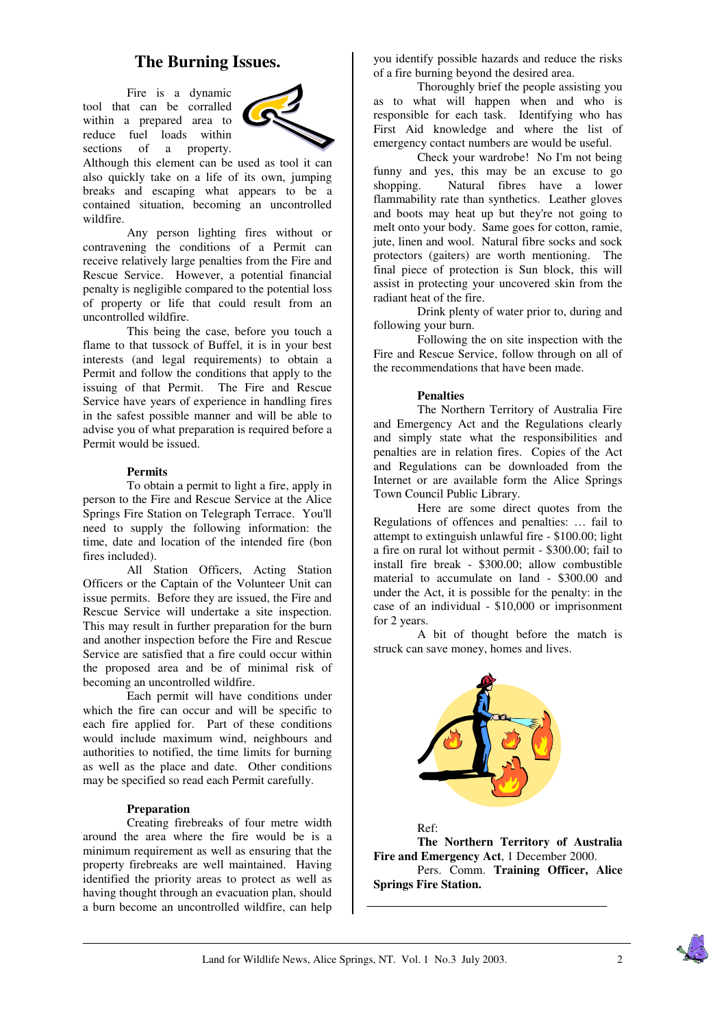# The Burning Issues.

Fire is a dynamic tool that can be corralled within a prepared area to reduce fuel loads within sections of a property. Although this element can be used as tool it can also quickly take on a life of its own, jumping breaks and escaping what appears to be a contained situation, becoming an uncontrolled wildfire.

Any person lighting fires without or contravening the conditions of a Permit can receive relatively large penalties from the Fire and Rescue Service. However, a potential financial penalty is negligible compared to the potential loss of property or life that could result from an uncontrolled wildfire.

This being the case, before you touch a flame to that tussock of Buffel, it is in your best interests (and legal requirements) to obtain a Permit and follow the conditions that apply to the issuing of that Permit. The Fire and Rescue Service have years of experience in handling fires in the safest possible manner and will be able to advise you of what preparation is required before a Permit would be issued.

### Permits

To obtain a permit to light a fire, apply in person to the Fire and Rescue Service at the Alice Springs Fire Station on Telegraph Terrace. You'll need to supply the following information: the time, date and location of the intended fire (bon fires included).

All Station Officers, Acting Station Officers or the Captain of the Volunteer Unit can issue permits. Before they are issued, the Fire and Rescue Service will undertake a site inspection. This may result in further preparation for the burn and another inspection before the Fire and Rescue Service are satisfied that a fire could occur within the proposed area and be of minimal risk of becoming an uncontrolled wildfire.

Each permit will have conditions under which the fire can occur and will be specific to each fire applied for. Part of these conditions would include maximum wind, neighbours and authorities to notified, the time limits for burning as well as the place and date. Other conditions may be specified so read each Permit carefully.

### Preparation

Creating firebreaks of four metre width around the area where the fire would be is a minimum requirement as well as ensuring that the property firebreaks are well maintained. Having identified the priority areas to protect as well as having thought through an evacuation plan, should a burn become an uncontrolled wildfire, can help you identify possible hazards and reduce the risks of a fire burning beyond the desired area.

Thoroughly brief the people assisting you as to what will happen when and who is responsible for each task. Identifying who has First Aid knowledge and where the list of emergency contact numbers are would be useful.

Check your wardrobe! No I'm not being funny and yes, this may be an excuse to go shopping. Natural fibres have a lower flammability rate than synthetics. Leather gloves and boots may heat up but they're not going to melt onto your body. Same goes for cotton, ramie, jute, linen and wool. Natural fibre socks and sock protectors (gaiters) are worth mentioning. The final piece of protection is Sun block, this will assist in protecting your uncovered skin from the radiant heat of the fire.

Drink plenty of water prior to, during and following your burn.

Following the on site inspection with the Fire and Rescue Service, follow through on all of the recommendations that have been made.

### Penalties

The Northern Territory of Australia Fire and Emergency Act and the Regulations clearly and simply state what the responsibilities and penalties are in relation fires. Copies of the Act and Regulations can be downloaded from the Internet or are available form the Alice Springs Town Council Public Library.

Here are some direct quotes from the Regulations of offences and penalties: … fail to attempt to extinguish unlawful fire - $100.00; light a fire on rural lot without permit - $300.00; fail to install fire break - $300.00; allow combustible material to accumulate on land - $300.00 and under the Act, it is possible for the penalty: in the case of an individual - $10,000 or imprisonment for 2 years.

A bit of thought before the match is struck can save money, homes and lives.

Ref:

**The Northern Territory of Australia Fire and Emergency Act**, 1 December 2000.

Pers. Comm. **Training Officer, Alice Springs Fire Station.**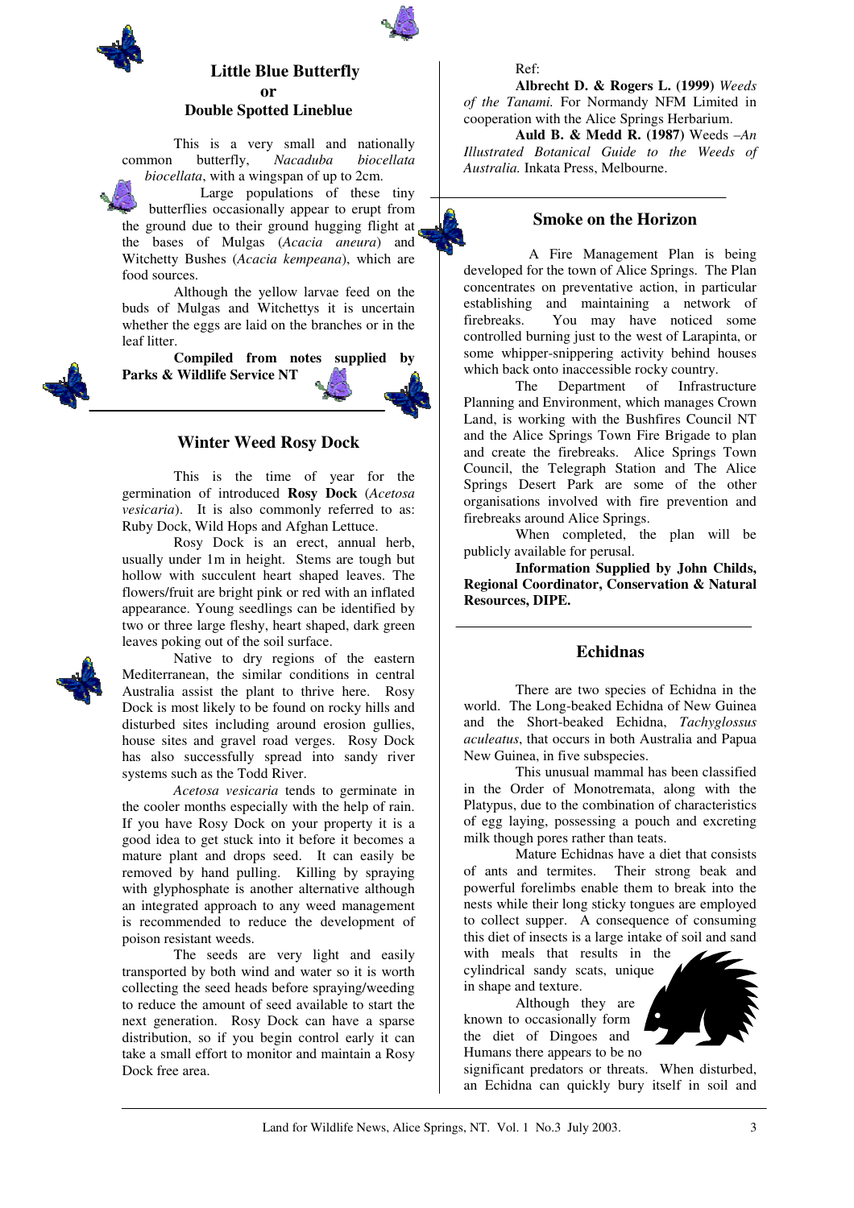## Little Blue Butterfly or Double Spotted Lineblue

This is a very small and nationally common butterfly, *Nacaduba biocellata biocellata*, with a wingspan of up to 2cm.

Large populations of these tiny butterflies occasionally appear to erupt from the ground due to their ground hugging flight at the bases of Mulgas (*Acacia aneura*) and Witchetty Bushes (*Acacia kempeana*), which are food sources.

Although the yellow larvae feed on the buds of Mulgas and Witchettys it is uncertain whether the eggs are laid on the branches or in the leaf litter.

**Compiled from notes supplied by Parks & Wildlife Service NT**

## Winter Weed Rosy Dock

This is the time of year for the germination of introduced **Rosy Dock** (*Acetosa vesicaria*). It is also commonly referred to as: Ruby Dock, Wild Hops and Afghan Lettuce.

Rosy Dock is an erect, annual herb, usually under 1m in height. Stems are tough but hollow with succulent heart shaped leaves. The flowers/fruit are bright pink or red with an inflated appearance. Young seedlings can be identified by two or three large fleshy, heart shaped, dark green leaves poking out of the soil surface.

Native to dry regions of the eastern Mediterranean, the similar conditions in central Australia assist the plant to thrive here. Rosy Dock is most likely to be found on rocky hills and disturbed sites including around erosion gullies, house sites and gravel road verges. Rosy Dock has also successfully spread into sandy river systems such as the Todd River.

*Acetosa vesicaria* tends to germinate in the cooler months especially with the help of rain. If you have Rosy Dock on your property it is a good idea to get stuck into it before it becomes a mature plant and drops seed. It can easily be removed by hand pulling. Killing by spraying with glyphosphate is another alternative although an integrated approach to any weed management is recommended to reduce the development of poison resistant weeds.

The seeds are very light and easily transported by both wind and water so it is worth collecting the seed heads before spraying/weeding to reduce the amount of seed available to start the next generation. Rosy Dock can have a sparse distribution, so if you begin control early it can take a small effort to monitor and maintain a Rosy Dock free area.

Ref:

**Albrecht D. & Rogers L. (1999)** *Weeds of the Tanami.* For Normandy NFM Limited in cooperation with the Alice Springs Herbarium.

**Auld B. & Medd R. (1987)** Weeds *–An Illustrated Botanical Guide to the Weeds of Australia.* Inkata Press, Melbourne.

## Smoke on the Horizon

A Fire Management Plan is being developed for the town of Alice Springs. The Plan concentrates on preventative action, in particular establishing and maintaining a network of firebreaks. You may have noticed some controlled burning just to the west of Larapinta, or some whipper-snippering activity behind houses which back onto inaccessible rocky country.

The Department of Infrastructure Planning and Environment, which manages Crown Land, is working with the Bushfires Council NT and the Alice Springs Town Fire Brigade to plan and create the firebreaks. Alice Springs Town Council, the Telegraph Station and The Alice Springs Desert Park are some of the other organisations involved with fire prevention and firebreaks around Alice Springs.

When completed, the plan will be publicly available for perusal.

**Information Supplied by John Childs, Regional Coordinator, Conservation & Natural Resources, DIPE.**

## Echidnas

There are two species of Echidna in the world. The Long-beaked Echidna of New Guinea and the Short-beaked Echidna, *Tachyglossus aculeatus*, that occurs in both Australia and Papua New Guinea, in five subspecies.

This unusual mammal has been classified in the Order of Monotremata, along with the Platypus, due to the combination of characteristics of egg laying, possessing a pouch and excreting milk though pores rather than teats.

Mature Echidnas have a diet that consists of ants and termites. Their strong beak and powerful forelimbs enable them to break into the nests while their long sticky tongues are employed to collect supper. A consequence of consuming this diet of insects is a large intake of soil and sand with meals that results in the cylindrical sandy scats, unique in shape and texture.

Although they are known to occasionally form the diet of Dingoes and Humans there appears to be no significant predators or threats. When disturbed, an Echidna can quickly bury itself in soil and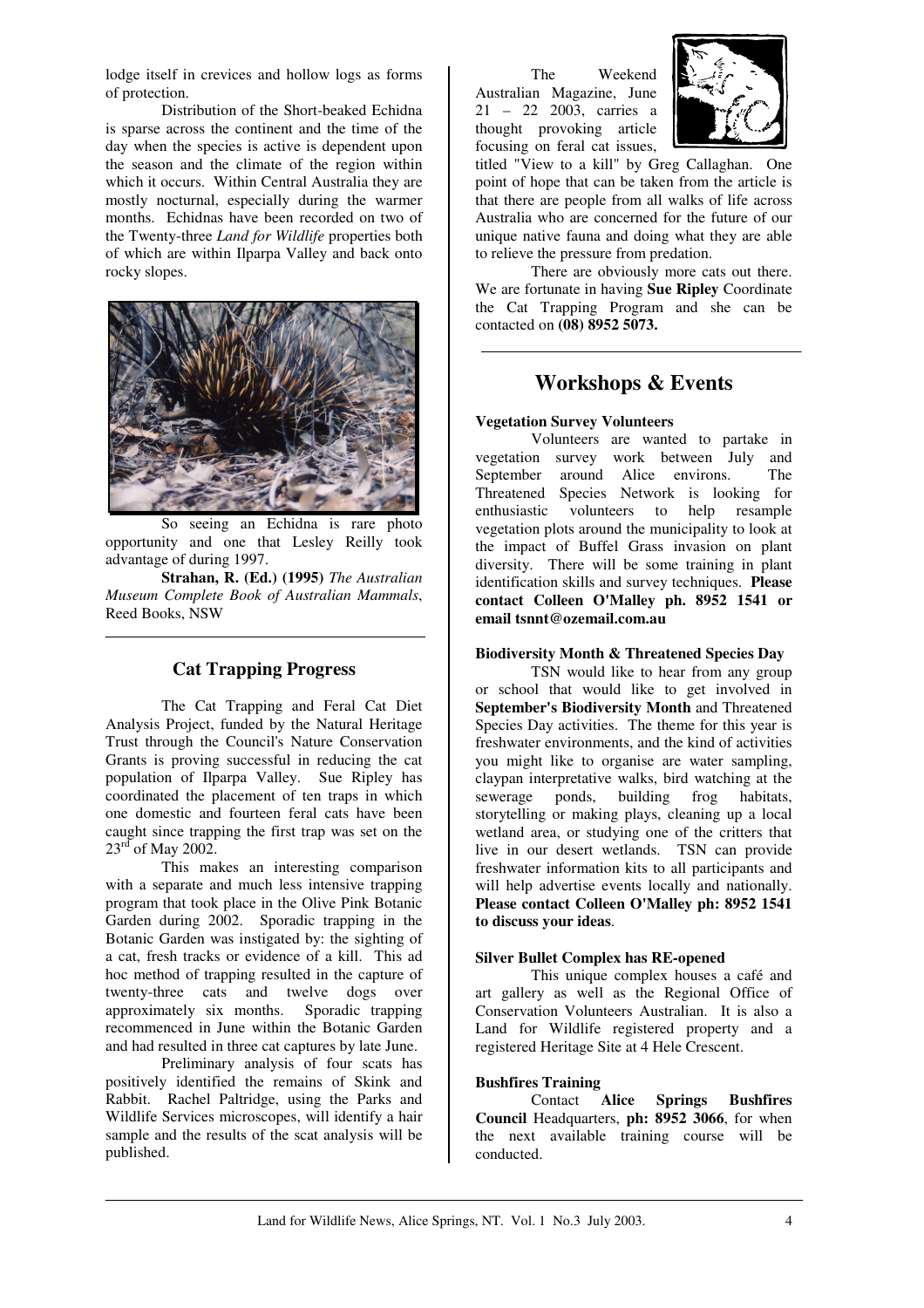lodge itself in crevices and hollow logs as forms of protection.

Distribution of the Short-beaked Echidna is sparse across the continent and the time of the day when the species is active is dependent upon the season and the climate of the region within which it occurs. Within Central Australia they are mostly nocturnal, especially during the warmer months. Echidnas have been recorded on two of the Twenty-three *Land for Wildlife* properties both of which are within Ilparpa Valley and back onto rocky slopes.

So seeing an Echidna is rare photo opportunity and one that Lesley Reilly took advantage of during 1997.

**Strahan, R. (Ed.) (1995)** *The Australian Museum Complete Book of Australian Mammals*, Reed Books, NSW

## Cat Trapping Progress

The Cat Trapping and Feral Cat Diet Analysis Project, funded by the Natural Heritage Trust through the Council's Nature Conservation Grants is proving successful in reducing the cat population of Ilparpa Valley. Sue Ripley has coordinated the placement of ten traps in which one domestic and fourteen feral cats have been caught since trapping the first trap was set on the 23rd of May 2002.

This makes an interesting comparison with a separate and much less intensive trapping program that took place in the Olive Pink Botanic Garden during 2002. Sporadic trapping in the Botanic Garden was instigated by: the sighting of a cat, fresh tracks or evidence of a kill. This ad hoc method of trapping resulted in the capture of twenty-three cats and twelve dogs over approximately six months. Sporadic trapping recommenced in June within the Botanic Garden and had resulted in three cat captures by late June.

Preliminary analysis of four scats has positively identified the remains of Skink and Rabbit. Rachel Paltridge, using the Parks and Wildlife Services microscopes, will identify a hair sample and the results of the scat analysis will be published.

The Weekend Australian Magazine, June 21 – 22 2003, carries a thought provoking article focusing on feral cat issues, titled "View to a kill" by Greg Callaghan. One point of hope that can be taken from the article is that there are people from all walks of life across Australia who are concerned for the future of our unique native fauna and doing what they are able to relieve the pressure from predation.

There are obviously more cats out there. We are fortunate in having **Sue Ripley** Coordinate the Cat Trapping Program and she can be contacted on **(08) 8952 5073.**

## Workshops & Events

**Vegetation Survey Volunteers**

Volunteers are wanted to partake in vegetation survey work between July and September around Alice environs. The Threatened Species Network is looking for enthusiastic volunteers to help resample vegetation plots around the municipality to look at the impact of Buffel Grass invasion on plant diversity. There will be some training in plant identification skills and survey techniques. **Please contact Colleen O'Malley ph. 8952 1541 or email tsnnt@ozemail.com.au**

**Biodiversity Month & Threatened Species Day**

TSN would like to hear from any group or school that would like to get involved in **September's Biodiversity Month** and Threatened Species Day activities. The theme for this year is freshwater environments, and the kind of activities you might like to organise are water sampling, claypan interpretative walks, bird watching at the sewerage ponds, building frog habitats, storytelling or making plays, cleaning up a local wetland area, or studying one of the critters that live in our desert wetlands. TSN can provide freshwater information kits to all participants and will help advertise events locally and nationally. **Please contact Colleen O'Malley ph: 8952 1541 to discuss your ideas**.

**Silver Bullet Complex has RE-opened**

This unique complex houses a café and art gallery as well as the Regional Office of Conservation Volunteers Australian. It is also a Land for Wildlife registered property and a registered Heritage Site at 4 Hele Crescent.

**Bushfires Training**

Contact **Alice Springs Bushfires Council** Headquarters, **ph: 8952 3066**, for when the next available training course will be conducted.